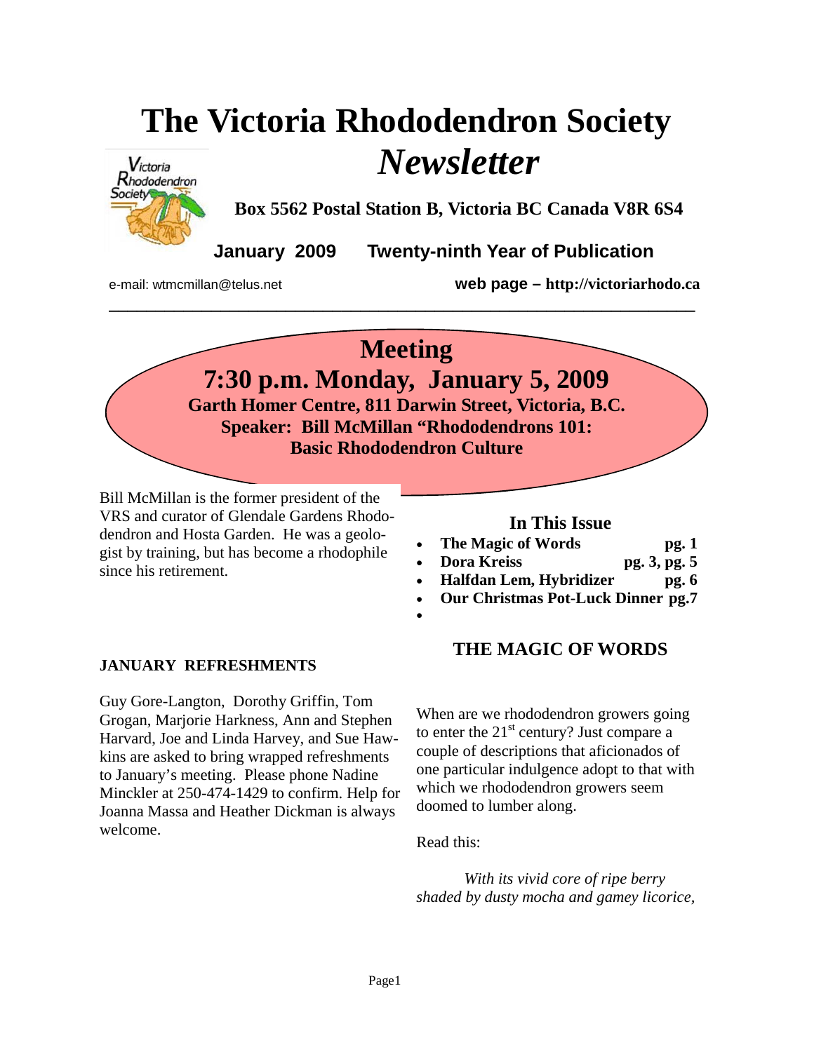# The Victoria Rhododendron Society *Newsletter*

**Box 5562 Postal Station B, Victoria BC Canada V8R 6S4**

**January 2009 Twenty-ninth Year of Publication**

e-mail: wtmcmillan@telus.net **web page – http://victoriarhodo.ca**

---

## Meeting

## 7:30 p.m. Monday, January 5, 2009

**Garth Homer Centre, 811 Darwin Street, Victoria, B.C.**
**Speaker: Bill McMillan "Rhododendrons 101: Basic Rhododendron Culture**

Bill McMillan is the former president of the VRS and curator of Glendale Gardens Rhododendron and Hosta Garden. He was a geologist by training, but has become a rhodophile since his retirement.

### In This Issue

- **The Magic of Words pg. 1**
- **Dora Kreiss pg. 3, pg. 5**
- **Halfdan Lem, Hybridizer pg. 6**
- **Our Christmas Pot-Luck Dinner pg.7**

### JANUARY REFRESHMENTS

Guy Gore-Langton, Dorothy Griffin, Tom Grogan, Marjorie Harkness, Ann and Stephen Harvard, Joe and Linda Harvey, and Sue Hawkins are asked to bring wrapped refreshments to January's meeting. Please phone Nadine Minckler at 250-474-1429 to confirm. Help for Joanna Massa and Heather Dickman is always welcome.

### THE MAGIC OF WORDS

When are we rhododendron growers going to enter the 21st century? Just compare a couple of descriptions that aficionados of one particular indulgence adopt to that with which we rhododendron growers seem doomed to lumber along.

Read this:

*With its vivid core of ripe berry shaded by dusty mocha and gamey licorice,*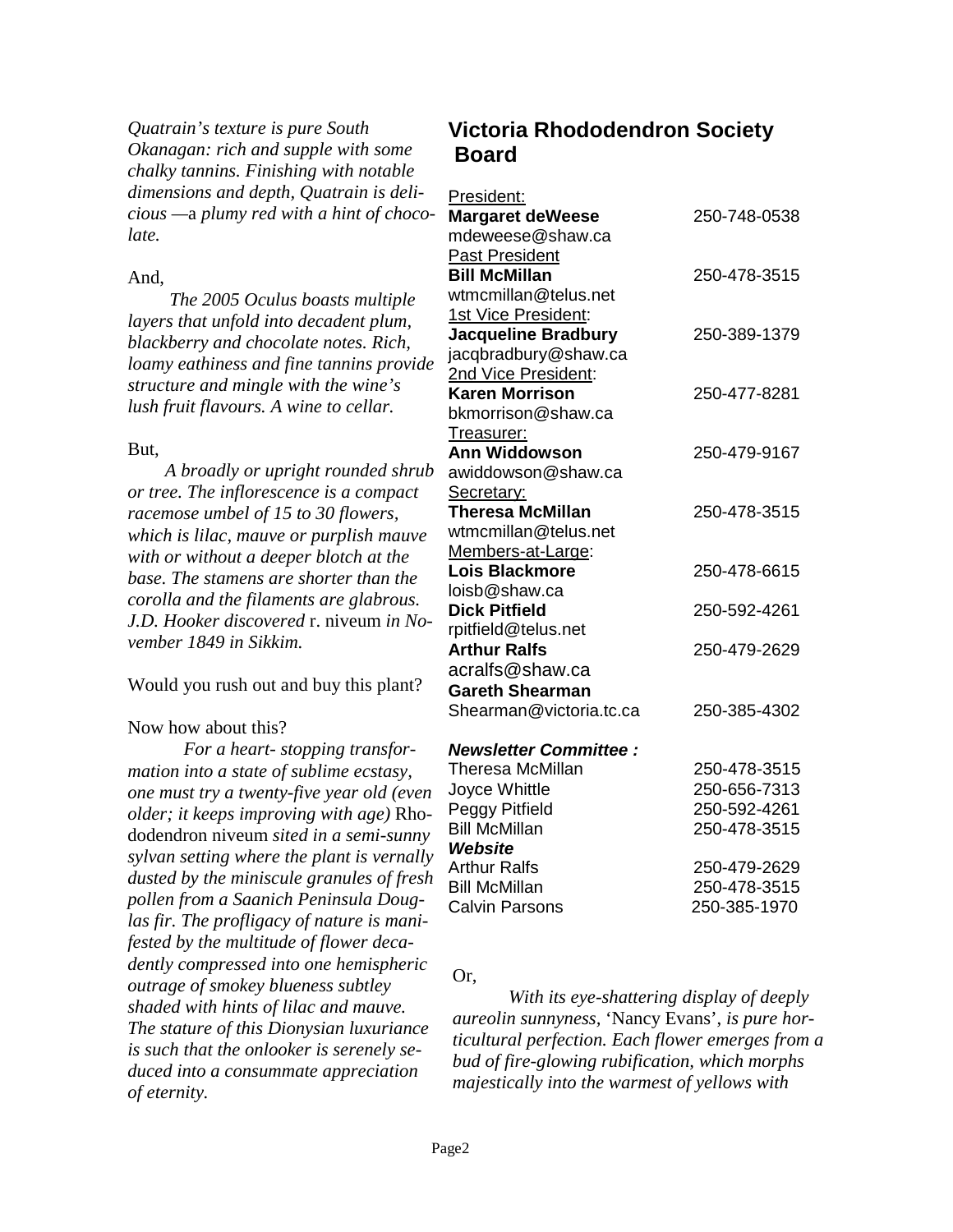*Quatrain's texture is pure South Okanagan: rich and supple with some chalky tannins. Finishing with notable dimensions and depth, Quatrain is delicious —*a *plumy red with a hint of chocolate.*

And,

*The 2005 Oculus boasts multiple layers that unfold into decadent plum, blackberry and chocolate notes. Rich, loamy eathiness and fine tannins provide structure and mingle with the wine's lush fruit flavours. A wine to cellar.*

But,

*A broadly or upright rounded shrub or tree. The inflorescence is a compact racemose umbel of 15 to 30 flowers, which is lilac, mauve or purplish mauve with or without a deeper blotch at the base. The stamens are shorter than the corolla and the filaments are glabrous. J.D. Hooker discovered* r. niveum *in November 1849 in Sikkim.*

Would you rush out and buy this plant?

Now how about this?

*For a heart- stopping transformation into a state of sublime ecstasy, one must try a twenty-five year old (even older; it keeps improving with age)* Rhododendron niveum *sited in a semi-sunny sylvan setting where the plant is vernally dusted by the miniscule granules of fresh pollen from a Saanich Peninsula Douglas fir. The profligacy of nature is manifested by the multitude of flower decadently compressed into one hemispheric outrage of smokey blueness subtley shaded with hints of lilac and mauve. The stature of this Dionysian luxuriance is such that the onlooker is serenely seduced into a consummate appreciation of eternity.*

## Victoria Rhododendron Society Board

President:
**Margaret deWeese** 250-748-0538
mdeweese@shaw.ca

Past President
**Bill McMillan** 250-478-3515
wtmcmillan@telus.net

1st Vice President:
**Jacqueline Bradbury** 250-389-1379
jacqbradbury@shaw.ca

2nd Vice President:
**Karen Morrison** 250-477-8281
bkmorrison@shaw.ca

Treasurer:
**Ann Widdowson** 250-479-9167
awiddowson@shaw.ca

Secretary:
**Theresa McMillan** 250-478-3515
wtmcmillan@telus.net

Members-at-Large:
**Lois Blackmore** 250-478-6615
loisb@shaw.ca
**Dick Pitfield** 250-592-4261
rpitfield@telus.net
**Arthur Ralfs** 250-479-2629
acralfs@shaw.ca
**Gareth Shearman**
Shearman@victoria.tc.ca 250-385-4302

***Newsletter Committee :***
Theresa McMillan 250-478-3515
Joyce Whittle 250-656-7313
Peggy Pitfield 250-592-4261
Bill McMillan 250-478-3515

***Website***
Arthur Ralfs 250-479-2629
Bill McMillan 250-478-3515
Calvin Parsons 250-385-1970

Or,

*With its eye-shattering display of deeply aureolin sunnyness,* 'Nancy Evans', *is pure horticultural perfection. Each flower emerges from a bud of fire-glowing rubification, which morphs majestically into the warmest of yellows with*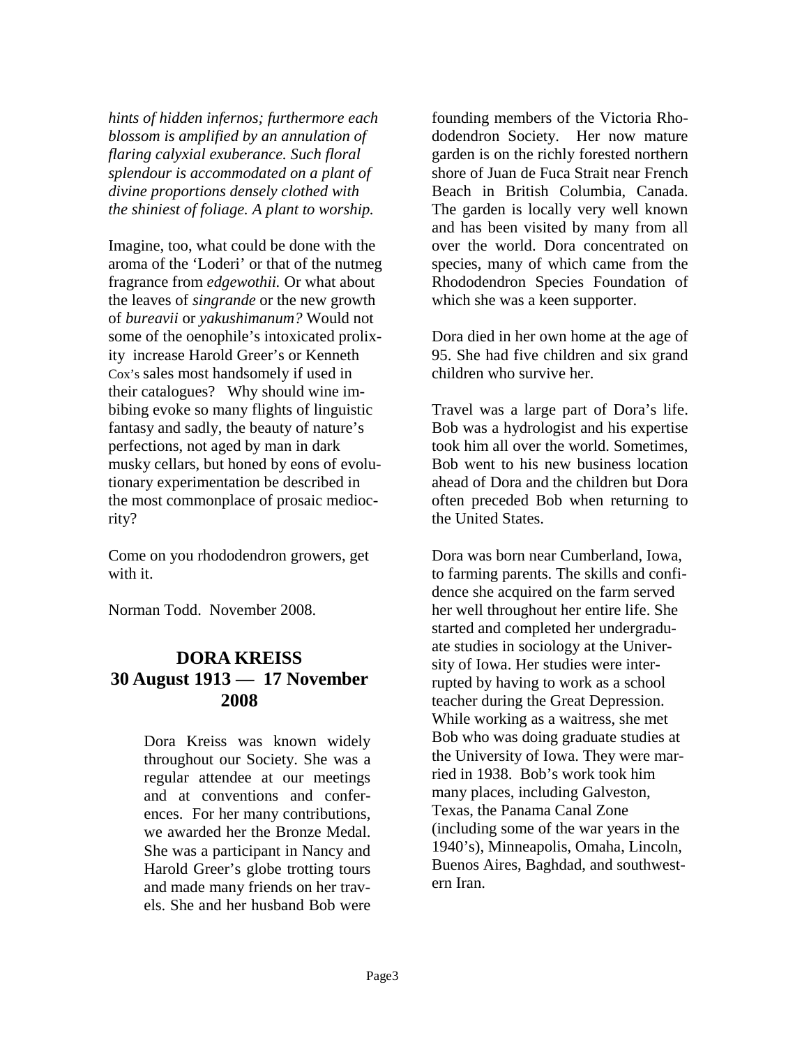*hints of hidden infernos; furthermore each blossom is amplified by an annulation of flaring calyxial exuberance. Such floral splendour is accommodated on a plant of divine proportions densely clothed with the shiniest of foliage. A plant to worship.*

Imagine, too, what could be done with the aroma of the 'Loderi' or that of the nutmeg fragrance from *edgewothii.* Or what about the leaves of *singrande* or the new growth of *bureavii* or *yakushimanum?* Would not some of the oenophile's intoxicated prolixity increase Harold Greer's or Kenneth Cox's sales most handsomely if used in their catalogues? Why should wine imbibing evoke so many flights of linguistic fantasy and sadly, the beauty of nature's perfections, not aged by man in dark musky cellars, but honed by eons of evolutionary experimentation be described in the most commonplace of prosaic mediocrity?

Come on you rhododendron growers, get with it.

Norman Todd. November 2008.

## DORA KREISS
## 30 August 1913 — 17 November 2008

Dora Kreiss was known widely throughout our Society. She was a regular attendee at our meetings and at conventions and conferences. For her many contributions, we awarded her the Bronze Medal. She was a participant in Nancy and Harold Greer's globe trotting tours and made many friends on her travels. She and her husband Bob were founding members of the Victoria Rhododendron Society. Her now mature garden is on the richly forested northern shore of Juan de Fuca Strait near French Beach in British Columbia, Canada. The garden is locally very well known and has been visited by many from all over the world. Dora concentrated on species, many of which came from the Rhododendron Species Foundation of which she was a keen supporter.

Dora died in her own home at the age of 95. She had five children and six grand children who survive her.

Travel was a large part of Dora's life. Bob was a hydrologist and his expertise took him all over the world. Sometimes, Bob went to his new business location ahead of Dora and the children but Dora often preceded Bob when returning to the United States.

Dora was born near Cumberland, Iowa, to farming parents. The skills and confidence she acquired on the farm served her well throughout her entire life. She started and completed her undergraduate studies in sociology at the University of Iowa. Her studies were interrupted by having to work as a school teacher during the Great Depression. While working as a waitress, she met Bob who was doing graduate studies at the University of Iowa. They were married in 1938. Bob's work took him many places, including Galveston, Texas, the Panama Canal Zone (including some of the war years in the 1940's), Minneapolis, Omaha, Lincoln, Buenos Aires, Baghdad, and southwestern Iran.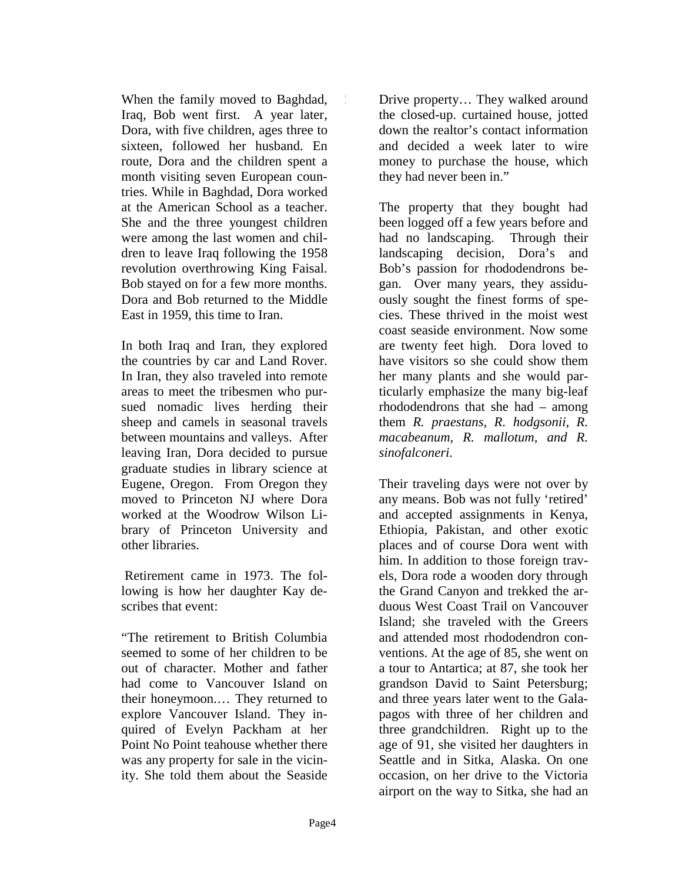When the family moved to Baghdad, Iraq, Bob went first. A year later, Dora, with five children, ages three to sixteen, followed her husband. En route, Dora and the children spent a month visiting seven European countries. While in Baghdad, Dora worked at the American School as a teacher. She and the three youngest children were among the last women and children to leave Iraq following the 1958 revolution overthrowing King Faisal. Bob stayed on for a few more months. Dora and Bob returned to the Middle East in 1959, this time to Iran.

In both Iraq and Iran, they explored the countries by car and Land Rover. In Iran, they also traveled into remote areas to meet the tribesmen who pursued nomadic lives herding their sheep and camels in seasonal travels between mountains and valleys. After leaving Iran, Dora decided to pursue graduate studies in library science at Eugene, Oregon. From Oregon they moved to Princeton NJ where Dora worked at the Woodrow Wilson Library of Princeton University and other libraries.

Retirement came in 1973. The following is how her daughter Kay describes that event:

"The retirement to British Columbia seemed to some of her children to be out of character. Mother and father had come to Vancouver Island on their honeymoon.… They returned to explore Vancouver Island. They inquired of Evelyn Packham at her Point No Point teahouse whether there was any property for sale in the vicinity. She told them about the Seaside Drive property… They walked around the closed-up. curtained house, jotted down the realtor's contact information and decided a week later to wire money to purchase the house, which they had never been in."

The property that they bought had been logged off a few years before and had no landscaping. Through their landscaping decision, Dora's and Bob's passion for rhododendrons began. Over many years, they assiduously sought the finest forms of species. These thrived in the moist west coast seaside environment. Now some are twenty feet high. Dora loved to have visitors so she could show them her many plants and she would particularly emphasize the many big-leaf rhododendrons that she had – among them *R. praestans, R. hodgsonii, R. macabeanum, R. mallotum, and R. sinofalconeri.*

Their traveling days were not over by any means. Bob was not fully 'retired' and accepted assignments in Kenya, Ethiopia, Pakistan, and other exotic places and of course Dora went with him. In addition to those foreign travels, Dora rode a wooden dory through the Grand Canyon and trekked the arduous West Coast Trail on Vancouver Island; she traveled with the Greers and attended most rhododendron conventions. At the age of 85, she went on a tour to Antartica; at 87, she took her grandson David to Saint Petersburg; and three years later went to the Galapagos with three of her children and three grandchildren. Right up to the age of 91, she visited her daughters in Seattle and in Sitka, Alaska. On one occasion, on her drive to the Victoria airport on the way to Sitka, she had an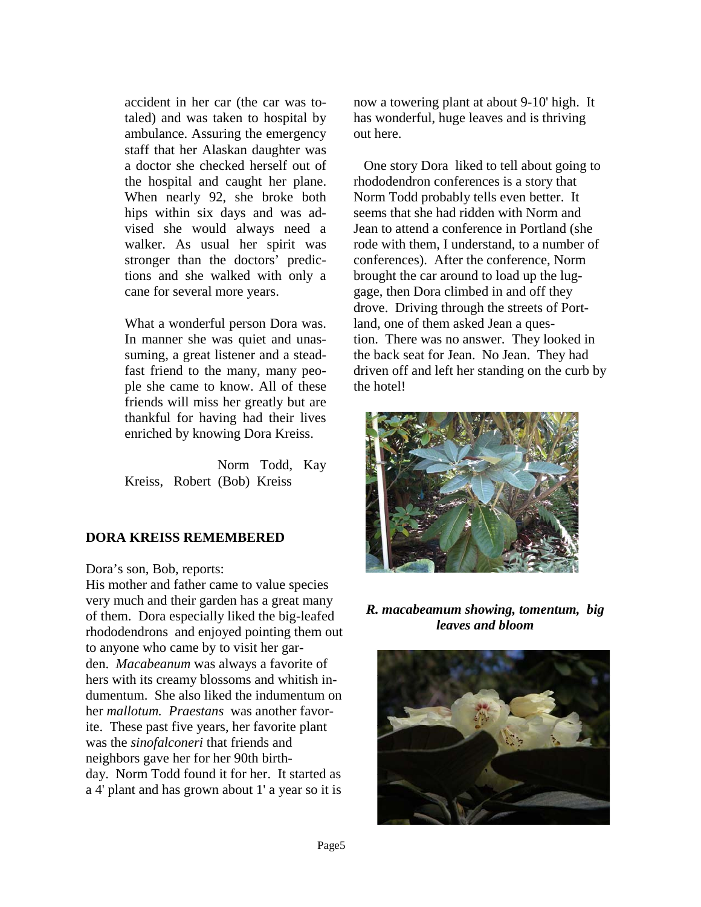accident in her car (the car was totaled) and was taken to hospital by ambulance. Assuring the emergency staff that her Alaskan daughter was a doctor she checked herself out of the hospital and caught her plane. When nearly 92, she broke both hips within six days and was advised she would always need a walker. As usual her spirit was stronger than the doctors' predictions and she walked with only a cane for several more years.

What a wonderful person Dora was. In manner she was quiet and unassuming, a great listener and a steadfast friend to the many, many people she came to know. All of these friends will miss her greatly but are thankful for having had their lives enriched by knowing Dora Kreiss.

Norm Todd, Kay Kreiss, Robert (Bob) Kreiss

## DORA KREISS REMEMBERED

Dora's son, Bob, reports:

His mother and father came to value species very much and their garden has a great many of them. Dora especially liked the big-leafed rhododendrons and enjoyed pointing them out to anyone who came by to visit her garden. *Macabeanum* was always a favorite of hers with its creamy blossoms and whitish indumentum. She also liked the indumentum on her *mallotum. Praestans* was another favorite. These past five years, her favorite plant was the *sinofalconeri* that friends and neighbors gave her for her 90th birthday. Norm Todd found it for her. It started as a 4' plant and has grown about 1' a year so it is now a towering plant at about 9-10' high. It has wonderful, huge leaves and is thriving out here.

One story Dora liked to tell about going to rhododendron conferences is a story that Norm Todd probably tells even better. It seems that she had ridden with Norm and Jean to attend a conference in Portland (she rode with them, I understand, to a number of conferences). After the conference, Norm brought the car around to load up the luggage, then Dora climbed in and off they drove. Driving through the streets of Portland, one of them asked Jean a question. There was no answer. They looked in the back seat for Jean. No Jean. They had driven off and left her standing on the curb by the hotel!

***R. macabeamum showing, tomentum, big leaves and bloom***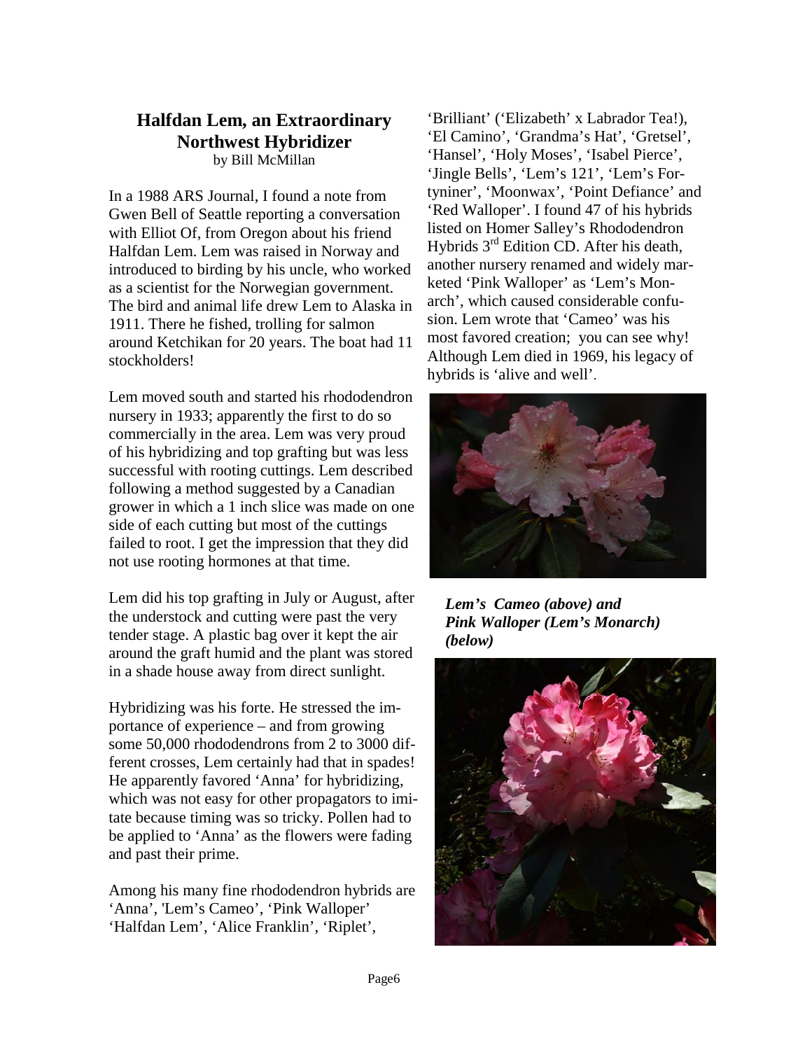## Halfdan Lem, an Extraordinary Northwest Hybridizer

by Bill McMillan

In a 1988 ARS Journal, I found a note from Gwen Bell of Seattle reporting a conversation with Elliot Of, from Oregon about his friend Halfdan Lem. Lem was raised in Norway and introduced to birding by his uncle, who worked as a scientist for the Norwegian government. The bird and animal life drew Lem to Alaska in 1911. There he fished, trolling for salmon around Ketchikan for 20 years. The boat had 11 stockholders!

Lem moved south and started his rhododendron nursery in 1933; apparently the first to do so commercially in the area. Lem was very proud of his hybridizing and top grafting but was less successful with rooting cuttings. Lem described following a method suggested by a Canadian grower in which a 1 inch slice was made on one side of each cutting but most of the cuttings failed to root. I get the impression that they did not use rooting hormones at that time.

Lem did his top grafting in July or August, after the understock and cutting were past the very tender stage. A plastic bag over it kept the air around the graft humid and the plant was stored in a shade house away from direct sunlight.

Hybridizing was his forte. He stressed the importance of experience – and from growing some 50,000 rhododendrons from 2 to 3000 different crosses, Lem certainly had that in spades! He apparently favored 'Anna' for hybridizing, which was not easy for other propagators to imitate because timing was so tricky. Pollen had to be applied to 'Anna' as the flowers were fading and past their prime.

Among his many fine rhododendron hybrids are 'Anna', 'Lem's Cameo', 'Pink Walloper' 'Halfdan Lem', 'Alice Franklin', 'Riplet', 'Brilliant' ('Elizabeth' x Labrador Tea!), 'El Camino', 'Grandma's Hat', 'Gretsel', 'Hansel', 'Holy Moses', 'Isabel Pierce', 'Jingle Bells', 'Lem's 121', 'Lem's Fortyniner', 'Moonwax', 'Point Defiance' and 'Red Walloper'. I found 47 of his hybrids listed on Homer Salley's Rhododendron Hybrids 3rd Edition CD. After his death, another nursery renamed and widely marketed 'Pink Walloper' as 'Lem's Monarch', which caused considerable confusion. Lem wrote that 'Cameo' was his most favored creation; you can see why! Although Lem died in 1969, his legacy of hybrids is 'alive and well'.

***Lem's Cameo (above) and Pink Walloper (Lem's Monarch) (below)***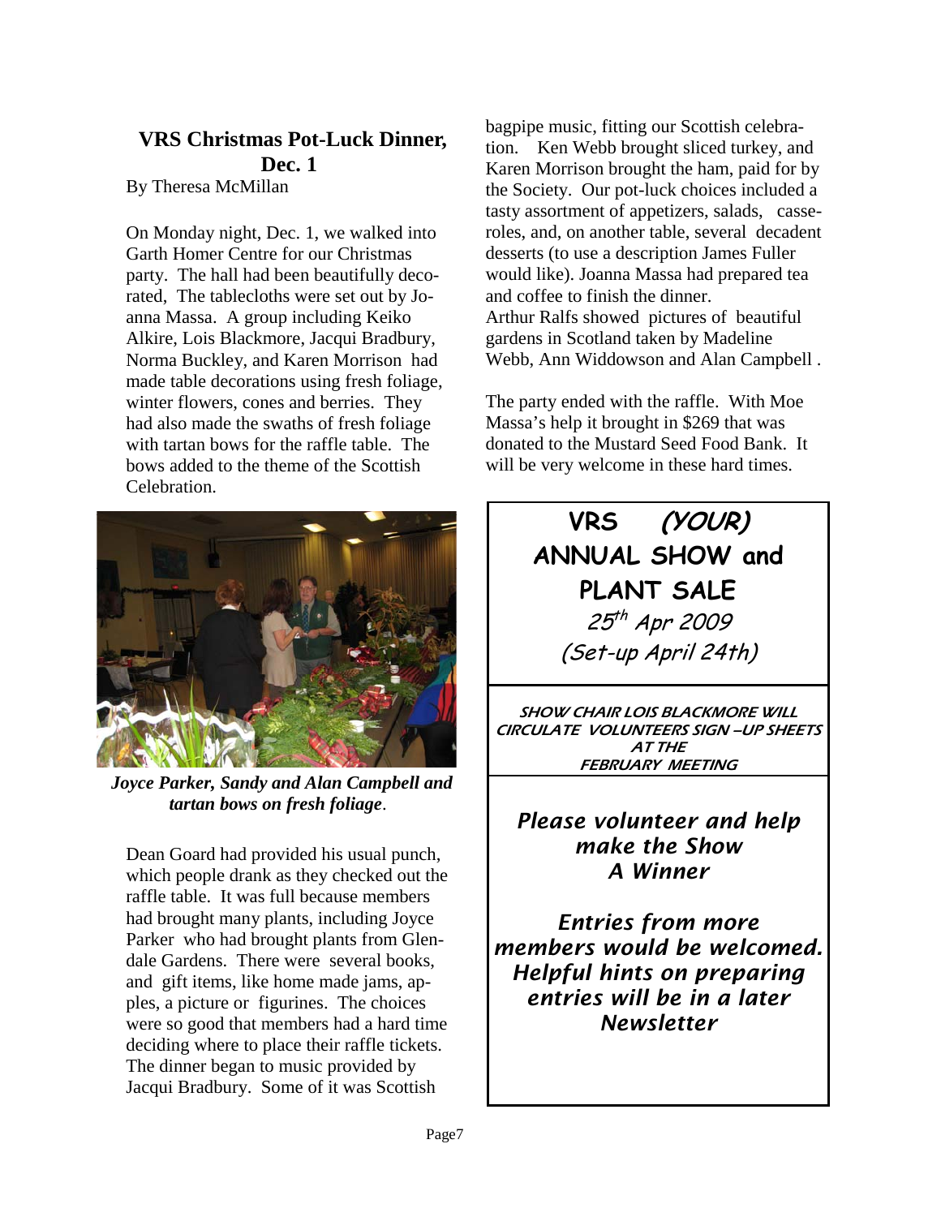## VRS Christmas Pot-Luck Dinner, Dec. 1

By Theresa McMillan

On Monday night, Dec. 1, we walked into Garth Homer Centre for our Christmas party. The hall had been beautifully decorated, The tablecloths were set out by Joanna Massa. A group including Keiko Alkire, Lois Blackmore, Jacqui Bradbury, Norma Buckley, and Karen Morrison had made table decorations using fresh foliage, winter flowers, cones and berries. They had also made the swaths of fresh foliage with tartan bows for the raffle table. The bows added to the theme of the Scottish Celebration.

***Joyce Parker, Sandy and Alan Campbell and tartan bows on fresh foliage*.**

Dean Goard had provided his usual punch, which people drank as they checked out the raffle table. It was full because members had brought many plants, including Joyce Parker who had brought plants from Glendale Gardens. There were several books, and gift items, like home made jams, apples, a picture or figurines. The choices were so good that members had a hard time deciding where to place their raffle tickets. The dinner began to music provided by Jacqui Bradbury. Some of it was Scottish bagpipe music, fitting our Scottish celebration. Ken Webb brought sliced turkey, and Karen Morrison brought the ham, paid for by the Society. Our pot-luck choices included a tasty assortment of appetizers, salads, casseroles, and, on another table, several decadent desserts (to use a description James Fuller would like). Joanna Massa had prepared tea and coffee to finish the dinner.
Arthur Ralfs showed pictures of beautiful gardens in Scotland taken by Madeline Webb, Ann Widdowson and Alan Campbell .

The party ended with the raffle. With Moe Massa's help it brought in $269 that was donated to the Mustard Seed Food Bank. It will be very welcome in these hard times.

---

## VRS *(YOUR)* ANNUAL SHOW and PLANT SALE

*25th Apr 2009*

*(Set-up April 24th)*

***SHOW CHAIR LOIS BLACKMORE WILL CIRCULATE VOLUNTEERS SIGN –UP SHEETS AT THE FEBRUARY MEETING***

***Please volunteer and help make the Show A Winner***

***Entries from more members would be welcomed. Helpful hints on preparing entries will be in a later Newsletter***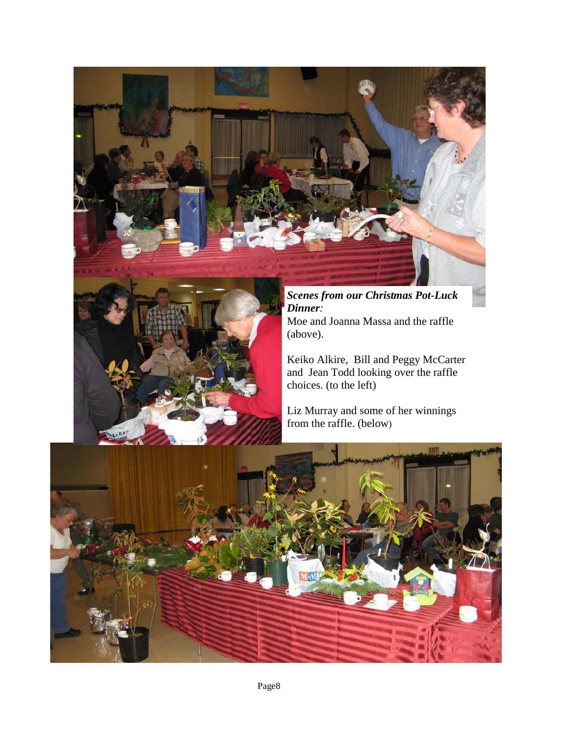***Scenes from our Christmas Pot-Luck Dinner*:**

Moe and Joanna Massa and the raffle (above).

Keiko Alkire, Bill and Peggy McCarter and Jean Todd looking over the raffle choices. (to the left)

Liz Murray and some of her winnings from the raffle. (below)